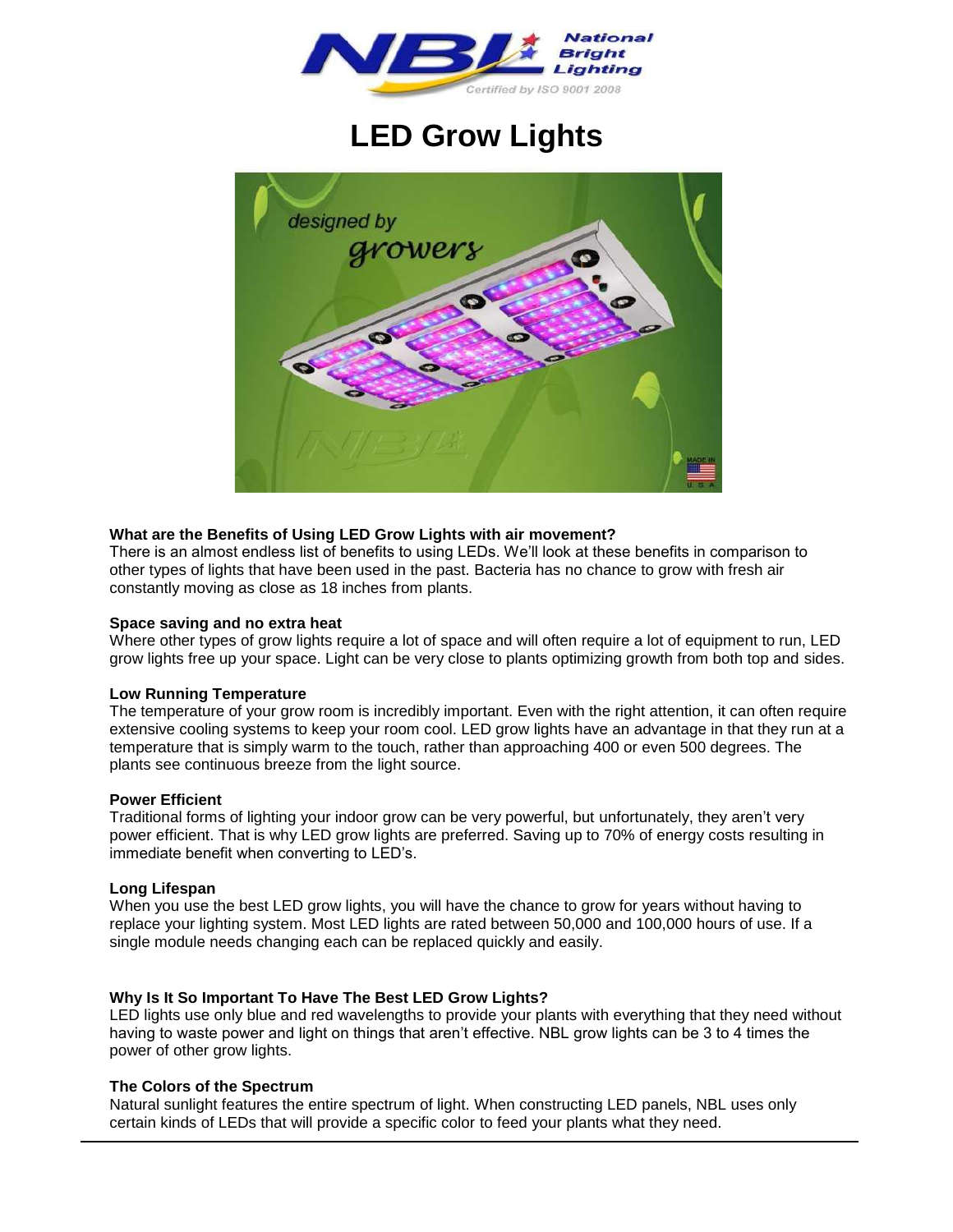# LED Grow Lights

**What are the Benefits of Using LED Grow Lights with air movement?**
There is an almost endless list of benefits to using LEDs. We'll look at these benefits in comparison to other types of lights that have been used in the past. Bacteria has no chance to grow with fresh air constantly moving as close as 18 inches from plants.

**Space saving and no extra heat**
Where other types of grow lights require a lot of space and will often require a lot of equipment to run, LED grow lights free up your space. Light can be very close to plants optimizing growth from both top and sides.

**Low Running Temperature**
The temperature of your grow room is incredibly important. Even with the right attention, it can often require extensive cooling systems to keep your room cool. LED grow lights have an advantage in that they run at a temperature that is simply warm to the touch, rather than approaching 400 or even 500 degrees. The plants see continuous breeze from the light source.

**Power Efficient**
Traditional forms of lighting your indoor grow can be very powerful, but unfortunately, they aren't very power efficient. That is why LED grow lights are preferred. Saving up to 70% of energy costs resulting in immediate benefit when converting to LED's.

**Long Lifespan**
When you use the best LED grow lights, you will have the chance to grow for years without having to replace your lighting system. Most LED lights are rated between 50,000 and 100,000 hours of use. If a single module needs changing each can be replaced quickly and easily.

**Why Is It So Important To Have The Best LED Grow Lights?**
LED lights use only blue and red wavelengths to provide your plants with everything that they need without having to waste power and light on things that aren't effective. NBL grow lights can be 3 to 4 times the power of other grow lights.

**The Colors of the Spectrum**
Natural sunlight features the entire spectrum of light. When constructing LED panels, NBL uses only certain kinds of LEDs that will provide a specific color to feed your plants what they need.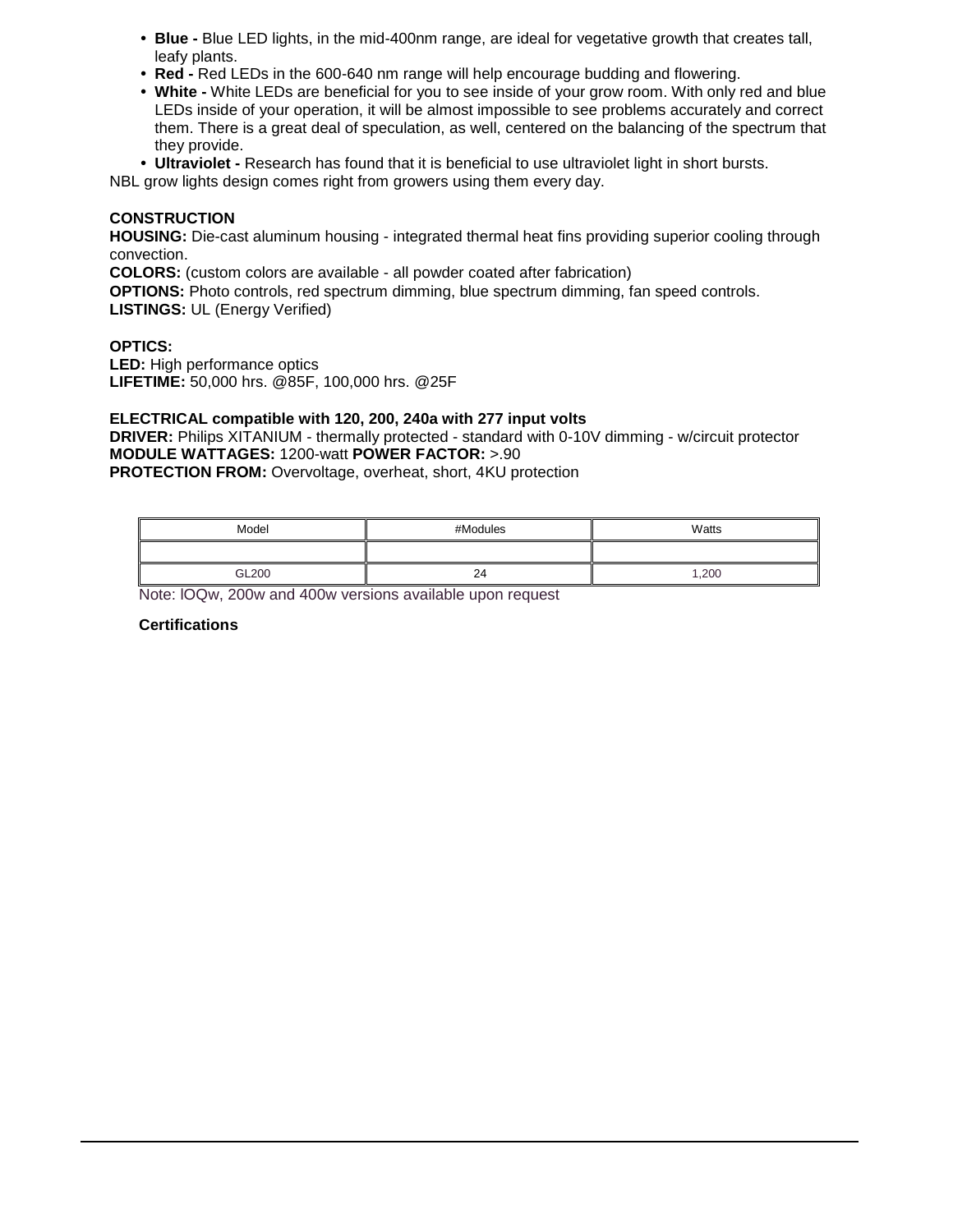- **Blue -** Blue LED lights, in the mid-400nm range, are ideal for vegetative growth that creates tall, leafy plants.
- **Red -** Red LEDs in the 600-640 nm range will help encourage budding and flowering.
- **White -** White LEDs are beneficial for you to see inside of your grow room. With only red and blue LEDs inside of your operation, it will be almost impossible to see problems accurately and correct them. There is a great deal of speculation, as well, centered on the balancing of the spectrum that they provide.
- **Ultraviolet -** Research has found that it is beneficial to use ultraviolet light in short bursts.

NBL grow lights design comes right from growers using them every day.

**CONSTRUCTION**
**HOUSING:** Die-cast aluminum housing - integrated thermal heat fins providing superior cooling through convection.
**COLORS:** (custom colors are available - all powder coated after fabrication)
**OPTIONS:** Photo controls, red spectrum dimming, blue spectrum dimming, fan speed controls.
**LISTINGS:** UL (Energy Verified)

**OPTICS:**
**LED:** High performance optics
**LIFETIME:** 50,000 hrs. @85F, 100,000 hrs. @25F

**ELECTRICAL compatible with 120, 200, 240a with 277 input volts**
**DRIVER:** Philips XITANIUM - thermally protected - standard with 0-10V dimming - w/circuit protector
**MODULE WATTAGES:** 1200-watt **POWER FACTOR:** >.90
**PROTECTION FROM:** Overvoltage, overheat, short, 4KU protection

| Model | #Modules | Watts |
|---|---|---|
| | | |
| GL200 | 24 | 1,200 |

Note: lOQw, 200w and 400w versions available upon request

**Certifications**